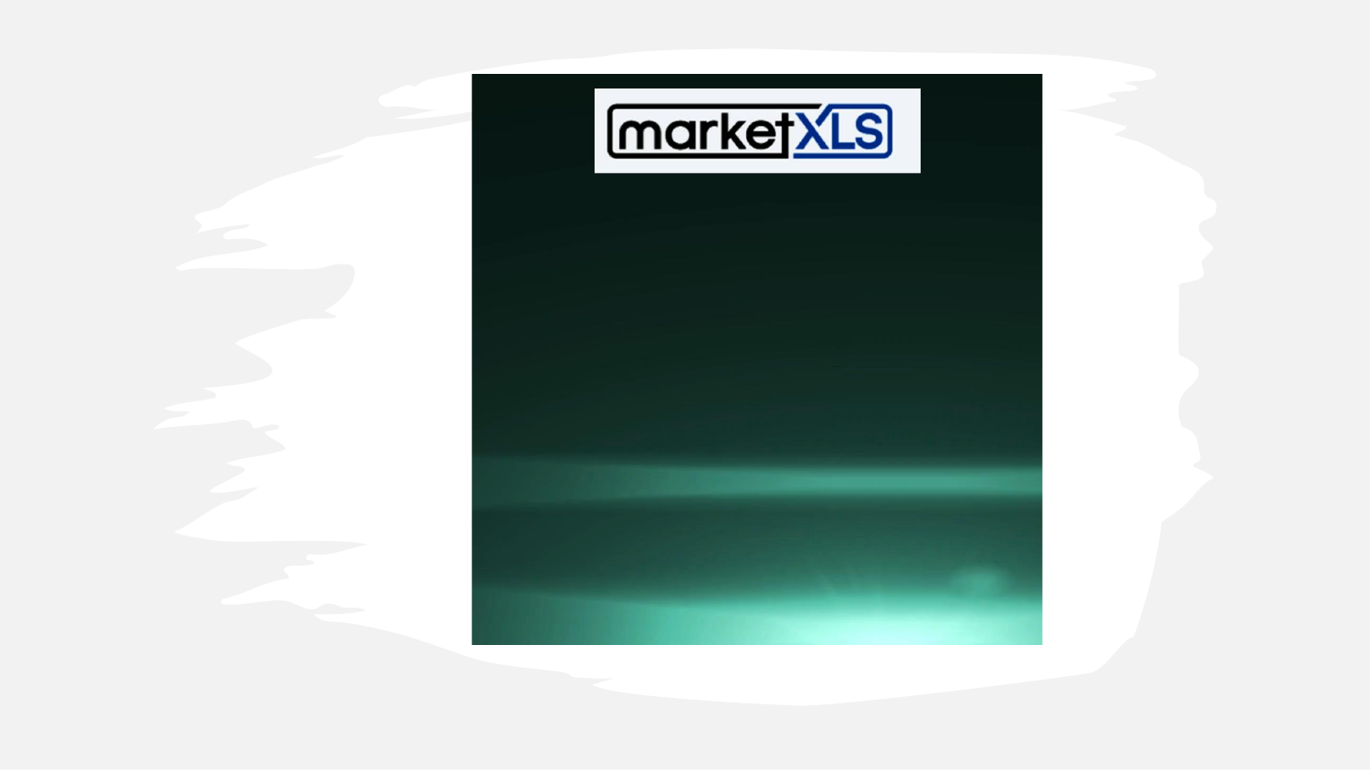marketXLS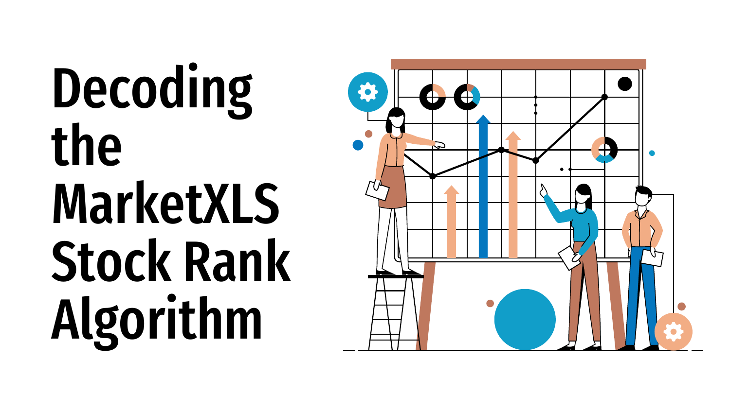# Decoding the MarketXLS Stock Rank Algorithm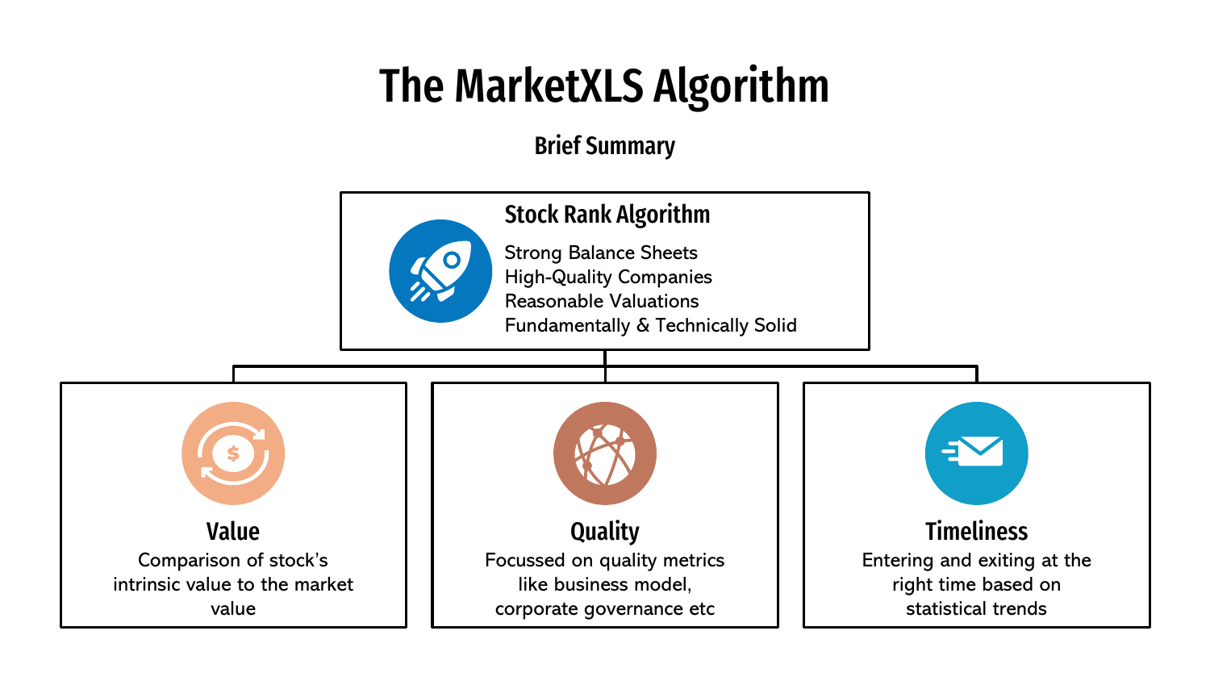# The MarketXLS Algorithm

**Brief Summary**

## Stock Rank Algorithm

Strong Balance Sheets
High-Quality Companies
Reasonable Valuations
Fundamentally & Technically Solid

### Value

Comparison of stock's intrinsic value to the market value

### Quality

Focussed on quality metrics like business model, corporate governance etc

### Timeliness

Entering and exiting at the right time based on statistical trends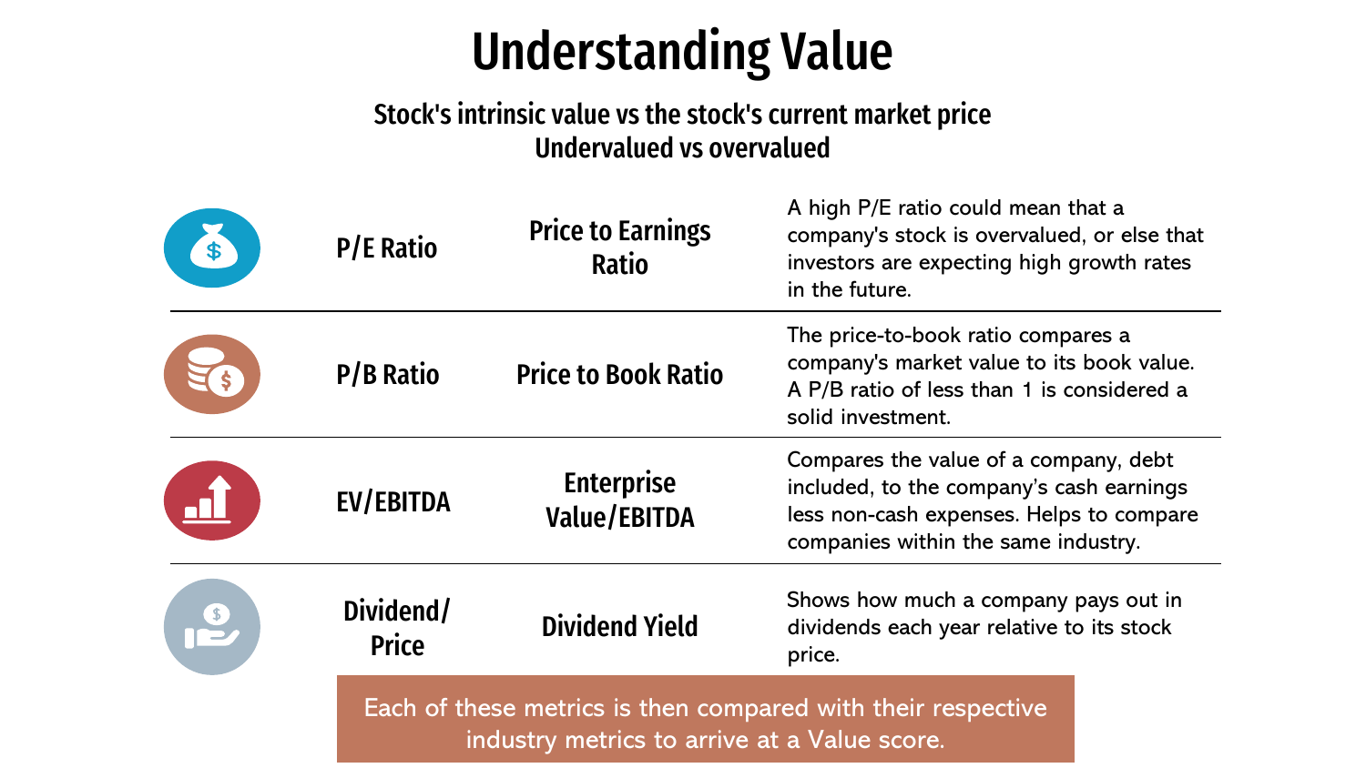# Understanding Value

**Stock's intrinsic value vs the stock's current market price**
**Undervalued vs overvalued**

| Metric | Name | Description |
|---|---|---|
| **P/E Ratio** | **Price to Earnings Ratio** | A high P/E ratio could mean that a company's stock is overvalued, or else that investors are expecting high growth rates in the future. |
| **P/B Ratio** | **Price to Book Ratio** | The price-to-book ratio compares a company's market value to its book value. A P/B ratio of less than 1 is considered a solid investment. |
| **EV/EBITDA** | **Enterprise Value/EBITDA** | Compares the value of a company, debt included, to the company's cash earnings less non-cash expenses. Helps to compare companies within the same industry. |
| **Dividend/Price** | **Dividend Yield** | Shows how much a company pays out in dividends each year relative to its stock price. |

Each of these metrics is then compared with their respective industry metrics to arrive at a Value score.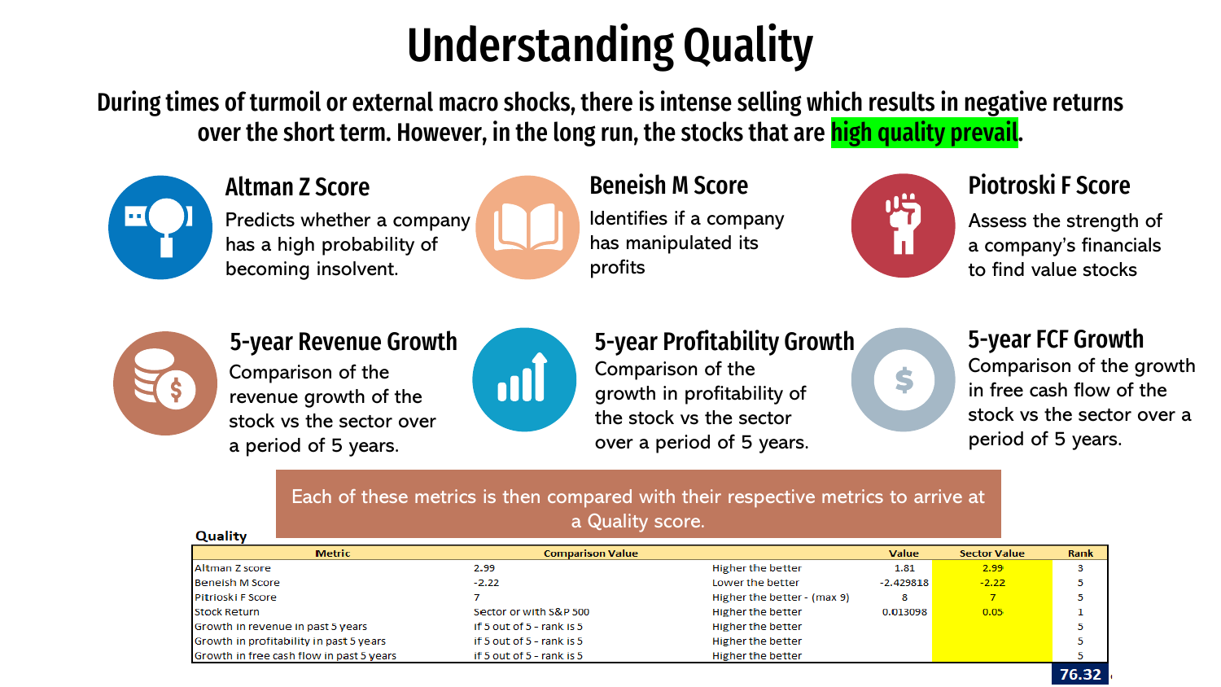# Understanding Quality

**During times of turmoil or external macro shocks, there is intense selling which results in negative returns over the short term. However, in the long run, the stocks that are high quality prevail.**

### Altman Z Score

Predicts whether a company has a high probability of becoming insolvent.

### Beneish M Score

Identifies if a company has manipulated its profits

### Piotroski F Score

Assess the strength of a company's financials to find value stocks

### 5-year Revenue Growth

Comparison of the revenue growth of the stock vs the sector over a period of 5 years.

### 5-year Profitability Growth

Comparison of the growth in profitability of the stock vs the sector over a period of 5 years.

### 5-year FCF Growth

Comparison of the growth in free cash flow of the stock vs the sector over a period of 5 years.

Each of these metrics is then compared with their respective metrics to arrive at a Quality score.

**Quality**

| Metric | Comparison Value | | Value | Sector Value | Rank |
|---|---|---|---|---|---|
| Altman Z score | 2.99 | Higher the better | 1.81 | 2.99 | 3 |
| Beneish M Score | -2.22 | Lower the better | -2.429818 | -2.22 | 5 |
| Pitrioski F Score | 7 | Higher the better - (max 9) | 8 | 7 | 5 |
| Stock Return | Sector or with S&P 500 | Higher the better | 0.013098 | 0.05 | 1 |
| Growth in revenue in past 5 years | if 5 out of 5 - rank is 5 | Higher the better | | | 5 |
| Growth in profitability in past 5 years | if 5 out of 5 - rank is 5 | Higher the better | | | 5 |
| Growth in free cash flow in past 5 years | if 5 out of 5 - rank is 5 | Higher the better | | | 5 |
| | | | | | 76.32 |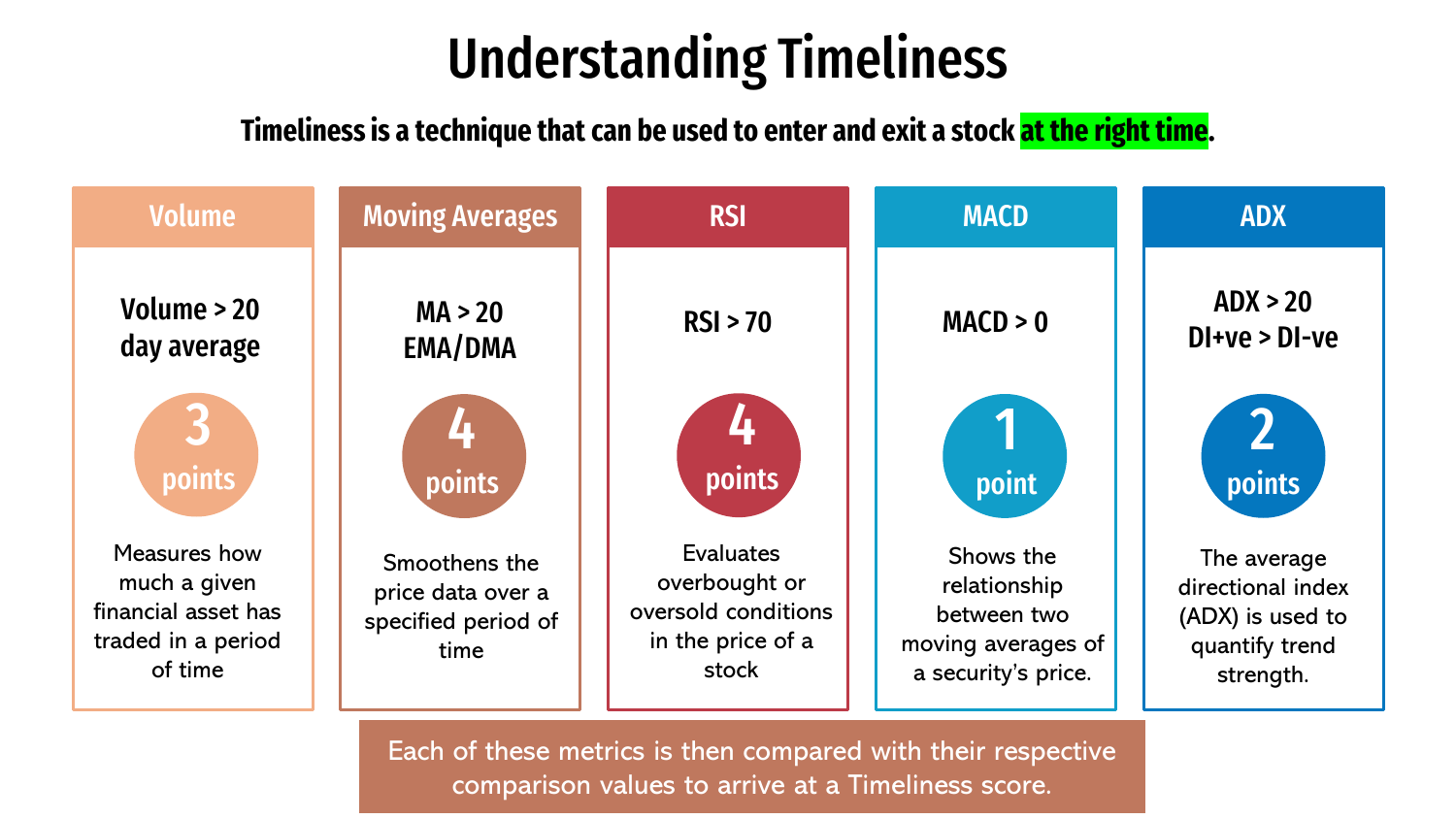# Understanding Timeliness

**Timeliness is a technique that can be used to enter and exit a stock at the right time.**

## Volume

**Volume > 20 day average**

**3 points**

Measures how much a given financial asset has traded in a period of time

## Moving Averages

**MA > 20 EMA/DMA**

**4 points**

Smoothens the price data over a specified period of time

## RSI

**RSI > 70**

**4 points**

Evaluates overbought or oversold conditions in the price of a stock

## MACD

**MACD > 0**

**1 point**

Shows the relationship between two moving averages of a security's price.

## ADX

**ADX > 20**
**DI+ve > DI-ve**

**2 points**

The average directional index (ADX) is used to quantify trend strength.

Each of these metrics is then compared with their respective comparison values to arrive at a Timeliness score.